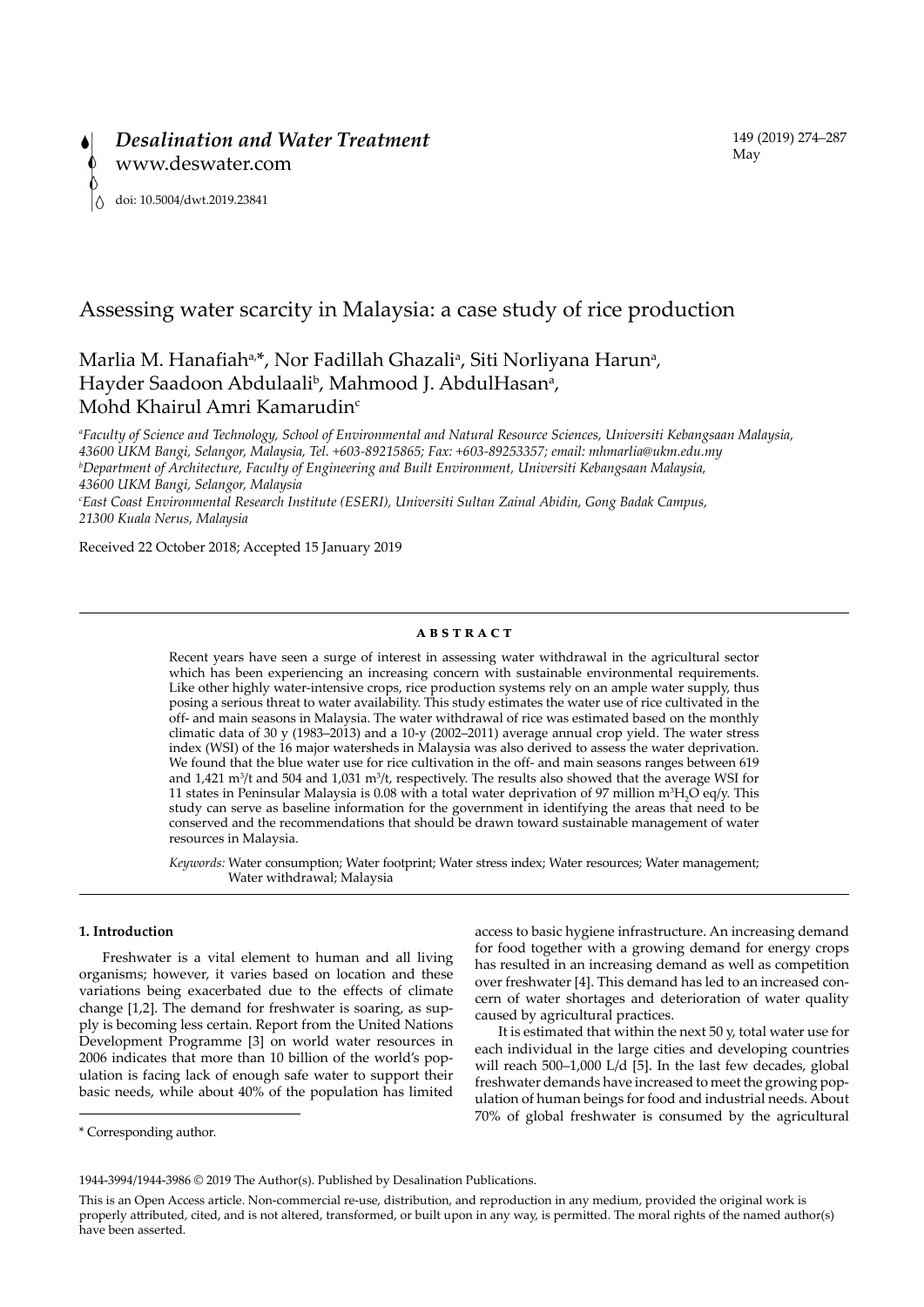# Assessing water scarcity in Malaysia: a case study of rice production

Marlia M. Hanafiah[a,*], Nor Fadillah Ghazali[a], Siti Norliyana Harun[a], Hayder Saadoon Abdulaali[b], Mahmood J. AbdulHasan[a], Mohd Khairul Amri Kamarudin[c]

[a]*Faculty of Science and Technology, School of Environmental and Natural Resource Sciences, Universiti Kebangsaan Malaysia, 43600 UKM Bangi, Selangor, Malaysia, Tel. +603-89215865; Fax: +603-89253357; email: mhmarlia@ukm.edu.my*
[b]*Department of Architecture, Faculty of Engineering and Built Environment, Universiti Kebangsaan Malaysia, 43600 UKM Bangi, Selangor, Malaysia*
[c]*East Coast Environmental Research Institute (ESERI), Universiti Sultan Zainal Abidin, Gong Badak Campus, 21300 Kuala Nerus, Malaysia*

Received 22 October 2018; Accepted 15 January 2019

## ABSTRACT

Recent years have seen a surge of interest in assessing water withdrawal in the agricultural sector which has been experiencing an increasing concern with sustainable environmental requirements. Like other highly water-intensive crops, rice production systems rely on an ample water supply, thus posing a serious threat to water availability. This study estimates the water use of rice cultivated in the off- and main seasons in Malaysia. The water withdrawal of rice was estimated based on the monthly climatic data of 30 y (1983–2013) and a 10-y (2002–2011) average annual crop yield. The water stress index (WSI) of the 16 major watersheds in Malaysia was also derived to assess the water deprivation. We found that the blue water use for rice cultivation in the off- and main seasons ranges between 619 and 1,421 $m^3$/t and 504 and 1,031 $m^3$/t, respectively. The results also showed that the average WSI for 11 states in Peninsular Malaysia is 0.08 with a total water deprivation of 97 million $m^3 H_2O$ eq/y. This study can serve as baseline information for the government in identifying the areas that need to be conserved and the recommendations that should be drawn toward sustainable management of water resources in Malaysia.

*Keywords:* Water consumption; Water footprint; Water stress index; Water resources; Water management; Water withdrawal; Malaysia

## 1. Introduction

Freshwater is a vital element to human and all living organisms; however, it varies based on location and these variations being exacerbated due to the effects of climate change [1,2]. The demand for freshwater is soaring, as supply is becoming less certain. Report from the United Nations Development Programme [3] on world water resources in 2006 indicates that more than 10 billion of the world's population is facing lack of enough safe water to support their basic needs, while about 40% of the population has limited access to basic hygiene infrastructure. An increasing demand for food together with a growing demand for energy crops has resulted in an increasing demand as well as competition over freshwater [4]. This demand has led to an increased concern of water shortages and deterioration of water quality caused by agricultural practices.

It is estimated that within the next 50 y, total water use for each individual in the large cities and developing countries will reach 500–1,000 L/d [5]. In the last few decades, global freshwater demands have increased to meet the growing population of human beings for food and industrial needs. About 70% of global freshwater is consumed by the agricultural

\* Corresponding author.

1944-3994/1944-3986 © 2019 The Author(s). Published by Desalination Publications.

This is an Open Access article. Non-commercial re-use, distribution, and reproduction in any medium, provided the original work is properly attributed, cited, and is not altered, transformed, or built upon in any way, is permitted. The moral rights of the named author(s) have been asserted.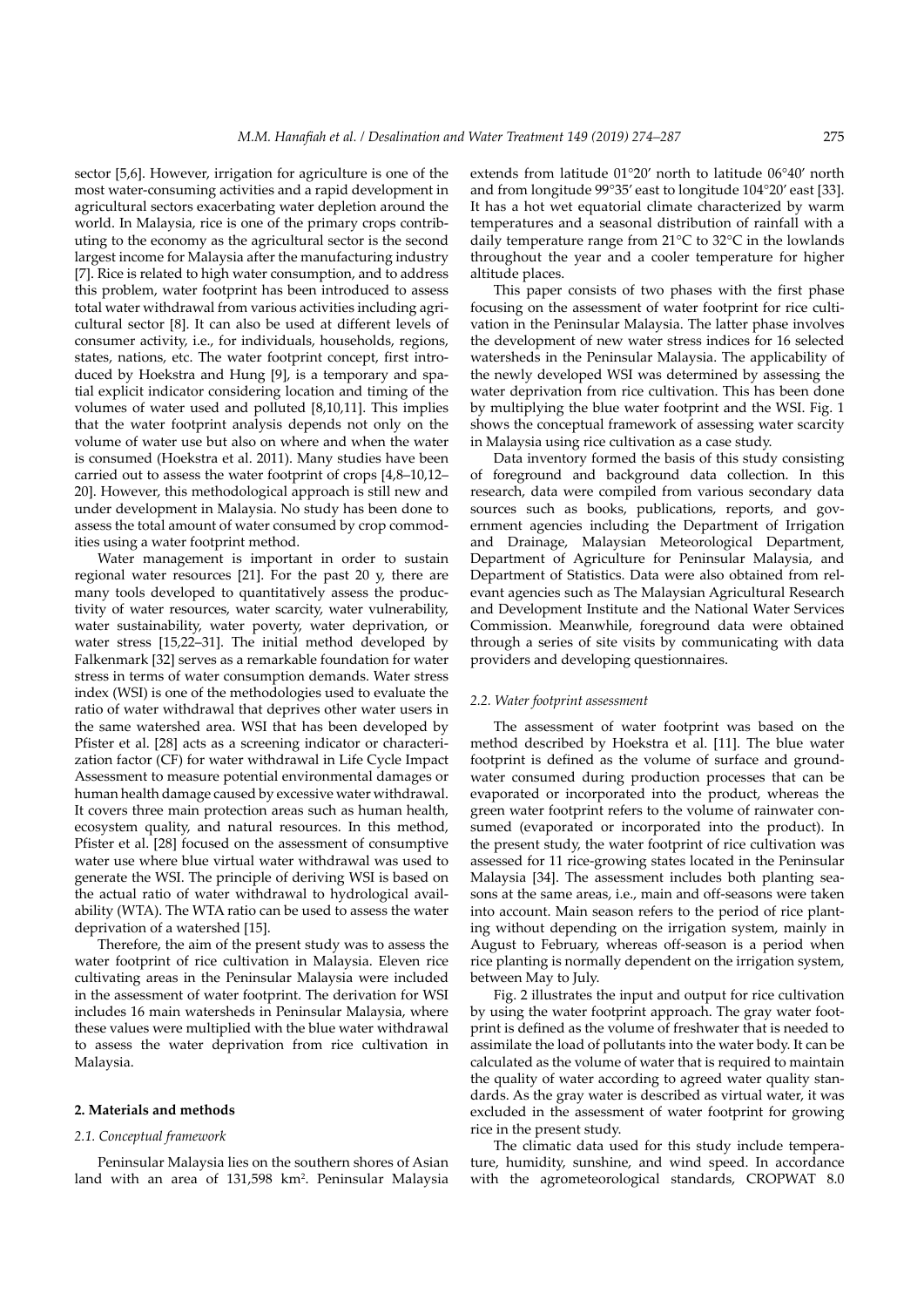sector [5,6]. However, irrigation for agriculture is one of the most water-consuming activities and a rapid development in agricultural sectors exacerbating water depletion around the world. In Malaysia, rice is one of the primary crops contributing to the economy as the agricultural sector is the second largest income for Malaysia after the manufacturing industry [7]. Rice is related to high water consumption, and to address this problem, water footprint has been introduced to assess total water withdrawal from various activities including agricultural sector [8]. It can also be used at different levels of consumer activity, i.e., for individuals, households, regions, states, nations, etc. The water footprint concept, first introduced by Hoekstra and Hung [9], is a temporary and spatial explicit indicator considering location and timing of the volumes of water used and polluted [8,10,11]. This implies that the water footprint analysis depends not only on the volume of water use but also on where and when the water is consumed (Hoekstra et al. 2011). Many studies have been carried out to assess the water footprint of crops [4,8–10,12–20]. However, this methodological approach is still new and under development in Malaysia. No study has been done to assess the total amount of water consumed by crop commodities using a water footprint method.

Water management is important in order to sustain regional water resources [21]. For the past 20 y, there are many tools developed to quantitatively assess the productivity of water resources, water scarcity, water vulnerability, water sustainability, water poverty, water deprivation, or water stress [15,22–31]. The initial method developed by Falkenmark [32] serves as a remarkable foundation for water stress in terms of water consumption demands. Water stress index (WSI) is one of the methodologies used to evaluate the ratio of water withdrawal that deprives other water users in the same watershed area. WSI that has been developed by Pfister et al. [28] acts as a screening indicator or characterization factor (CF) for water withdrawal in Life Cycle Impact Assessment to measure potential environmental damages or human health damage caused by excessive water withdrawal. It covers three main protection areas such as human health, ecosystem quality, and natural resources. In this method, Pfister et al. [28] focused on the assessment of consumptive water use where blue virtual water withdrawal was used to generate the WSI. The principle of deriving WSI is based on the actual ratio of water withdrawal to hydrological availability (WTA). The WTA ratio can be used to assess the water deprivation of a watershed [15].

Therefore, the aim of the present study was to assess the water footprint of rice cultivation in Malaysia. Eleven rice cultivating areas in the Peninsular Malaysia were included in the assessment of water footprint. The derivation for WSI includes 16 main watersheds in Peninsular Malaysia, where these values were multiplied with the blue water withdrawal to assess the water deprivation from rice cultivation in Malaysia.

## 2. Materials and methods

### 2.1. Conceptual framework

Peninsular Malaysia lies on the southern shores of Asian land with an area of 131,598 km$^2$. Peninsular Malaysia extends from latitude 01°20′ north to latitude 06°40′ north and from longitude 99°35′ east to longitude 104°20′ east [33]. It has a hot wet equatorial climate characterized by warm temperatures and a seasonal distribution of rainfall with a daily temperature range from 21°C to 32°C in the lowlands throughout the year and a cooler temperature for higher altitude places.

This paper consists of two phases with the first phase focusing on the assessment of water footprint for rice cultivation in the Peninsular Malaysia. The latter phase involves the development of new water stress indices for 16 selected watersheds in the Peninsular Malaysia. The applicability of the newly developed WSI was determined by assessing the water deprivation from rice cultivation. This has been done by multiplying the blue water footprint and the WSI. Fig. 1 shows the conceptual framework of assessing water scarcity in Malaysia using rice cultivation as a case study.

Data inventory formed the basis of this study consisting of foreground and background data collection. In this research, data were compiled from various secondary data sources such as books, publications, reports, and government agencies including the Department of Irrigation and Drainage, Malaysian Meteorological Department, Department of Agriculture for Peninsular Malaysia, and Department of Statistics. Data were also obtained from relevant agencies such as The Malaysian Agricultural Research and Development Institute and the National Water Services Commission. Meanwhile, foreground data were obtained through a series of site visits by communicating with data providers and developing questionnaires.

### 2.2. Water footprint assessment

The assessment of water footprint was based on the method described by Hoekstra et al. [11]. The blue water footprint is defined as the volume of surface and groundwater consumed during production processes that can be evaporated or incorporated into the product, whereas the green water footprint refers to the volume of rainwater consumed (evaporated or incorporated into the product). In the present study, the water footprint of rice cultivation was assessed for 11 rice-growing states located in the Peninsular Malaysia [34]. The assessment includes both planting seasons at the same areas, i.e., main and off-seasons were taken into account. Main season refers to the period of rice planting without depending on the irrigation system, mainly in August to February, whereas off-season is a period when rice planting is normally dependent on the irrigation system, between May to July.

Fig. 2 illustrates the input and output for rice cultivation by using the water footprint approach. The gray water footprint is defined as the volume of freshwater that is needed to assimilate the load of pollutants into the water body. It can be calculated as the volume of water that is required to maintain the quality of water according to agreed water quality standards. As the gray water is described as virtual water, it was excluded in the assessment of water footprint for growing rice in the present study.

The climatic data used for this study include temperature, humidity, sunshine, and wind speed. In accordance with the agrometeorological standards, CROPWAT 8.0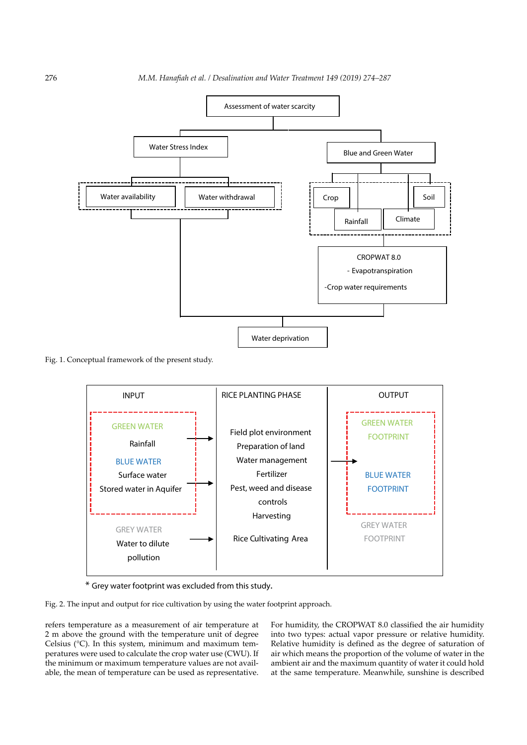Assessment of water scarcity

Water Stress Index

Blue and Green Water

Water availability

Water withdrawal

Crop

Soil

Rainfall

Climate

CROPWAT 8.0

- Evapotranspiration

-Crop water requirements

Water deprivation

Fig. 1. Conceptual framework of the present study.

| INPUT | RICE PLANTING PHASE | OUTPUT |
|---|---|---|
| GREEN WATER<br>Rainfall<br>BLUE WATER<br>Surface water<br>Stored water in Aquifer | Field plot environment<br>Preparation of land<br>Water management<br>Fertilizer<br>Pest, weed and disease controls<br>Harvesting | GREEN WATER FOOTPRINT<br>BLUE WATER FOOTPRINT |
| GREY WATER<br>Water to dilute pollution | Rice Cultivating Area | GREY WATER FOOTPRINT |

* Grey water footprint was excluded from this study.

Fig. 2. The input and output for rice cultivation by using the water footprint approach.

refers temperature as a measurement of air temperature at 2 m above the ground with the temperature unit of degree Celsius (°C). In this system, minimum and maximum temperatures were used to calculate the crop water use (CWU). If the minimum or maximum temperature values are not available, the mean of temperature can be used as representative.

For humidity, the CROPWAT 8.0 classified the air humidity into two types: actual vapor pressure or relative humidity. Relative humidity is defined as the degree of saturation of air which means the proportion of the volume of water in the ambient air and the maximum quantity of water it could hold at the same temperature. Meanwhile, sunshine is described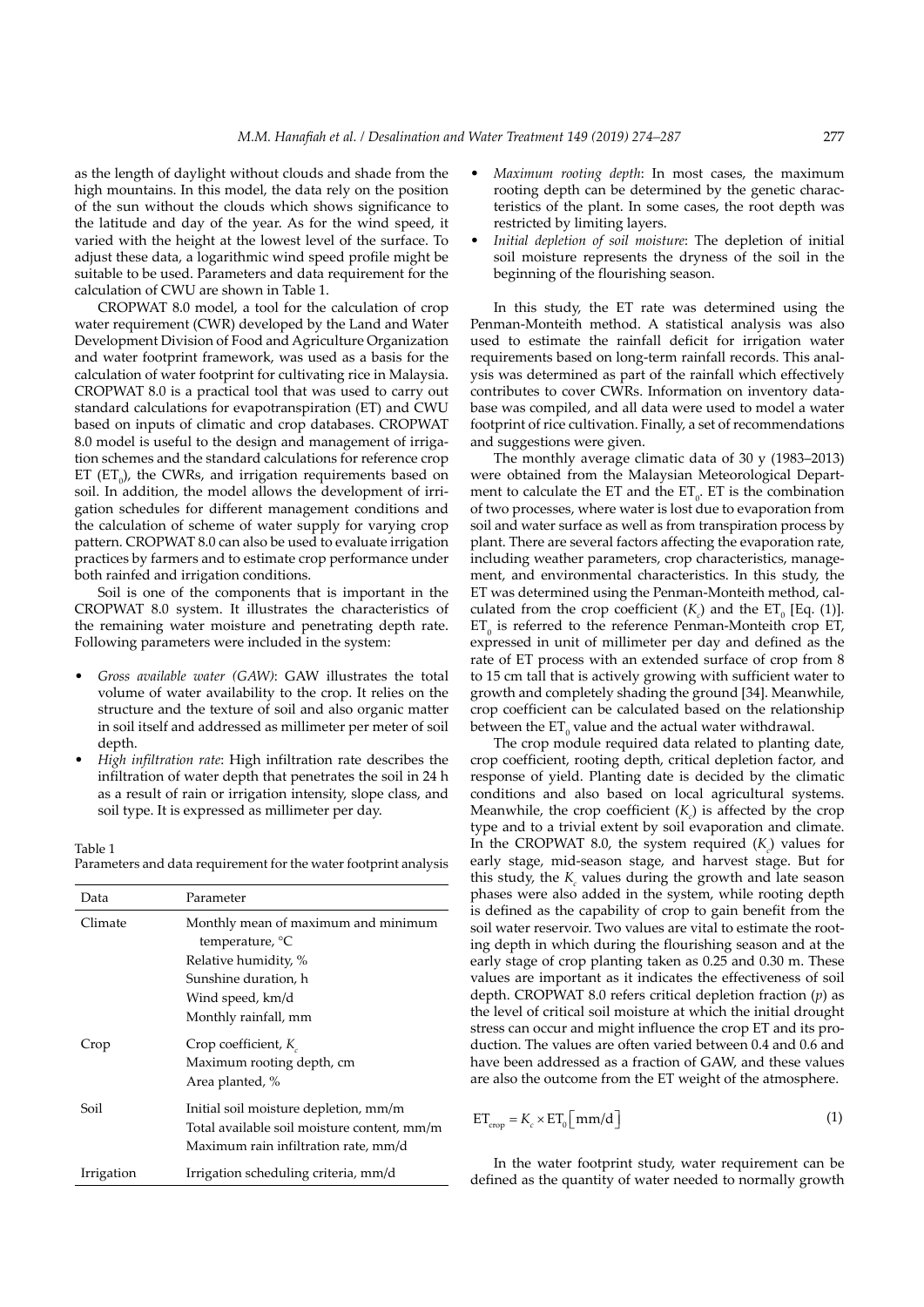as the length of daylight without clouds and shade from the high mountains. In this model, the data rely on the position of the sun without the clouds which shows significance to the latitude and day of the year. As for the wind speed, it varied with the height at the lowest level of the surface. To adjust these data, a logarithmic wind speed profile might be suitable to be used. Parameters and data requirement for the calculation of CWU are shown in Table 1.

CROPWAT 8.0 model, a tool for the calculation of crop water requirement (CWR) developed by the Land and Water Development Division of Food and Agriculture Organization and water footprint framework, was used as a basis for the calculation of water footprint for cultivating rice in Malaysia. CROPWAT 8.0 is a practical tool that was used to carry out standard calculations for evapotranspiration (ET) and CWU based on inputs of climatic and crop databases. CROPWAT 8.0 model is useful to the design and management of irrigation schemes and the standard calculations for reference crop ET ($ET_0$), the CWRs, and irrigation requirements based on soil. In addition, the model allows the development of irrigation schedules for different management conditions and the calculation of scheme of water supply for varying crop pattern. CROPWAT 8.0 can also be used to evaluate irrigation practices by farmers and to estimate crop performance under both rainfed and irrigation conditions.

Soil is one of the components that is important in the CROPWAT 8.0 system. It illustrates the characteristics of the remaining water moisture and penetrating depth rate. Following parameters were included in the system:

- *Gross available water (GAW)*: GAW illustrates the total volume of water availability to the crop. It relies on the structure and the texture of soil and also organic matter in soil itself and addressed as millimeter per meter of soil depth.
- *High infiltration rate*: High infiltration rate describes the infiltration of water depth that penetrates the soil in 24 h as a result of rain or irrigation intensity, slope class, and soil type. It is expressed as millimeter per day.

Table 1
Parameters and data requirement for the water footprint analysis

| Data | Parameter |
|---|---|
| Climate | Monthly mean of maximum and minimum temperature, °C |
| | Relative humidity, % |
| | Sunshine duration, h |
| | Wind speed, km/d |
| | Monthly rainfall, mm |
| Crop | Crop coefficient, $K_c$ |
| | Maximum rooting depth, cm |
| | Area planted, % |
| Soil | Initial soil moisture depletion, mm/m |
| | Total available soil moisture content, mm/m |
| | Maximum rain infiltration rate, mm/d |
| Irrigation | Irrigation scheduling criteria, mm/d |

- *Maximum rooting depth*: In most cases, the maximum rooting depth can be determined by the genetic characteristics of the plant. In some cases, the root depth was restricted by limiting layers.
- *Initial depletion of soil moisture*: The depletion of initial soil moisture represents the dryness of the soil in the beginning of the flourishing season.

In this study, the ET rate was determined using the Penman-Monteith method. A statistical analysis was also used to estimate the rainfall deficit for irrigation water requirements based on long-term rainfall records. This analysis was determined as part of the rainfall which effectively contributes to cover CWRs. Information on inventory database was compiled, and all data were used to model a water footprint of rice cultivation. Finally, a set of recommendations and suggestions were given.

The monthly average climatic data of 30 y (1983–2013) were obtained from the Malaysian Meteorological Department to calculate the ET and the $ET_0$. ET is the combination of two processes, where water is lost due to evaporation from soil and water surface as well as from transpiration process by plant. There are several factors affecting the evaporation rate, including weather parameters, crop characteristics, management, and environmental characteristics. In this study, the ET was determined using the Penman-Monteith method, calculated from the crop coefficient ($K_c$) and the $ET_0$ [Eq. (1)]. $ET_0$ is referred to the reference Penman-Monteith crop ET, expressed in unit of millimeter per day and defined as the rate of ET process with an extended surface of crop from 8 to 15 cm tall that is actively growing with sufficient water to growth and completely shading the ground [34]. Meanwhile, crop coefficient can be calculated based on the relationship between the $ET_0$ value and the actual water withdrawal.

The crop module required data related to planting date, crop coefficient, rooting depth, critical depletion factor, and response of yield. Planting date is decided by the climatic conditions and also based on local agricultural systems. Meanwhile, the crop coefficient ($K_c$) is affected by the crop type and to a trivial extent by soil evaporation and climate. In the CROPWAT 8.0, the system required ($K_c$) values for early stage, mid-season stage, and harvest stage. But for this study, the $K_c$ values during the growth and late season phases were also added in the system, while rooting depth is defined as the capability of crop to gain benefit from the soil water reservoir. Two values are vital to estimate the rooting depth in which during the flourishing season and at the early stage of crop planting taken as 0.25 and 0.30 m. These values are important as it indicates the effectiveness of soil depth. CROPWAT 8.0 refers critical depletion fraction ($p$) as the level of critical soil moisture at which the initial drought stress can occur and might influence the crop ET and its production. The values are often varied between 0.4 and 0.6 and have been addressed as a fraction of GAW, and these values are also the outcome from the ET weight of the atmosphere.

$$ET_{crop} = K_c \times ET_0 \left[\text{mm/d}\right] \tag{1}$$

In the water footprint study, water requirement can be defined as the quantity of water needed to normally growth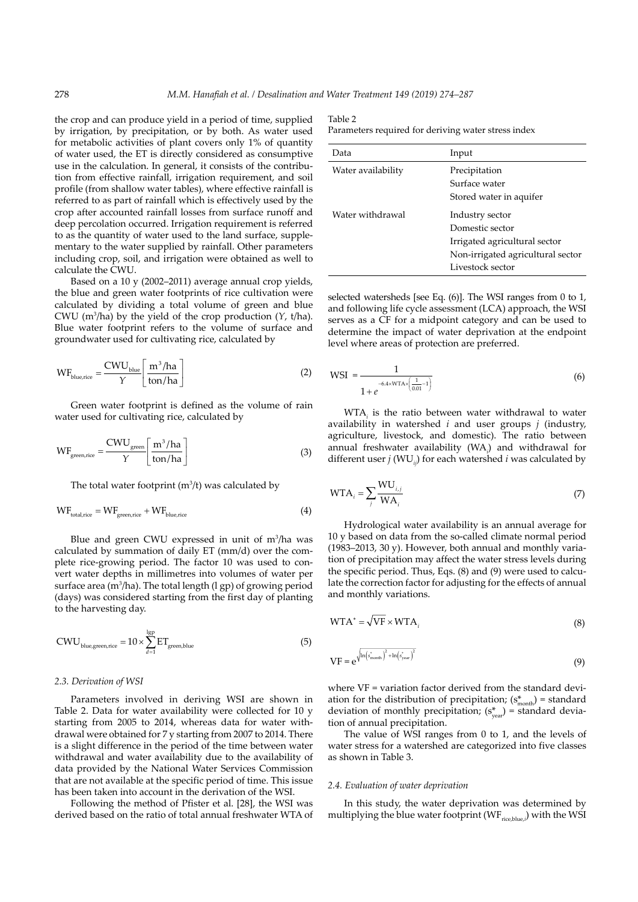the crop and can produce yield in a period of time, supplied by irrigation, by precipitation, or by both. As water used for metabolic activities of plant covers only 1% of quantity of water used, the ET is directly considered as consumptive use in the calculation. In general, it consists of the contribution from effective rainfall, irrigation requirement, and soil profile (from shallow water tables), where effective rainfall is referred to as part of rainfall which is effectively used by the crop after accounted rainfall losses from surface runoff and deep percolation occurred. Irrigation requirement is referred to as the quantity of water used to the land surface, supplementary to the water supplied by rainfall. Other parameters including crop, soil, and irrigation were obtained as well to calculate the CWU.

Based on a 10 y (2002–2011) average annual crop yields, the blue and green water footprints of rice cultivation were calculated by dividing a total volume of green and blue CWU ($m^3$/ha) by the yield of the crop production ($Y$, t/ha). Blue water footprint refers to the volume of surface and groundwater used for cultivating rice, calculated by

$$\mathrm{WF}_{\mathrm{blue,rice}} = \frac{\mathrm{CWU}_{\mathrm{blue}}}{Y}\left[\frac{\mathrm{m}^3/\mathrm{ha}}{\mathrm{ton/ha}}\right] \tag{2}$$

Green water footprint is defined as the volume of rain water used for cultivating rice, calculated by

$$\mathrm{WF}_{\mathrm{green,rice}} = \frac{\mathrm{CWU}_{\mathrm{green}}}{Y}\left[\frac{\mathrm{m}^3/\mathrm{ha}}{\mathrm{ton/ha}}\right] \tag{3}$$

The total water footprint ($m^3$/t) was calculated by

$$\mathrm{WF}_{\mathrm{total,rice}} = \mathrm{WF}_{\mathrm{green,rice}} + \mathrm{WF}_{\mathrm{blue,rice}} \tag{4}$$

Blue and green CWU expressed in unit of $m^3$/ha was calculated by summation of daily ET (mm/d) over the complete rice-growing period. The factor 10 was used to convert water depths in millimetres into volumes of water per surface area ($m^3$/ha). The total length (l gp) of growing period (days) was considered starting from the first day of planting to the harvesting day.

$$\mathrm{CWU}_{\mathrm{blue,green,rice}} = 10 \times \sum_{d=1}^{\mathrm{lgp}} \mathrm{ET}_{\mathrm{green,blue}} \tag{5}$$

### 2.3. Derivation of WSI

Parameters involved in deriving WSI are shown in Table 2. Data for water availability were collected for 10 y starting from 2005 to 2014, whereas data for water withdrawal were obtained for 7 y starting from 2007 to 2014. There is a slight difference in the period of the time between water withdrawal and water availability due to the availability of data provided by the National Water Services Commission that are not available at the specific period of time. This issue has been taken into account in the derivation of the WSI.

Following the method of Pfister et al. [28], the WSI was derived based on the ratio of total annual freshwater WTA of selected watersheds [see Eq. (6)]. The WSI ranges from 0 to 1, and following life cycle assessment (LCA) approach, the WSI serves as a CF for a midpoint category and can be used to determine the impact of water deprivation at the endpoint level where areas of protection are preferred.

Table 2
Parameters required for deriving water stress index

| Data | Input |
|---|---|
| Water availability | Precipitation |
| | Surface water |
| | Stored water in aquifer |
| Water withdrawal | Industry sector |
| | Domestic sector |
| | Irrigated agricultural sector |
| | Non-irrigated agricultural sector |
| | Livestock sector |

$$\mathrm{WSI} = \frac{1}{1 + e^{-6.4 \times \mathrm{WTA} \times \left(\frac{1}{0.01} - 1\right)}} \tag{6}$$

$\mathrm{WTA}_i$ is the ratio between water withdrawal to water availability in watershed $i$ and user groups $j$ (industry, agriculture, livestock, and domestic). The ratio between annual freshwater availability ($\mathrm{WA}_i$) and withdrawal for different user $j$ ($\mathrm{WU}_{ij}$) for each watershed $i$ was calculated by

$$\mathrm{WTA}_i = \sum_j \frac{\mathrm{WU}_{i,j}}{\mathrm{WA}_i} \tag{7}$$

Hydrological water availability is an annual average for 10 y based on data from the so-called climate normal period (1983–2013, 30 y). However, both annual and monthly variation of precipitation may affect the water stress levels during the specific period. Thus, Eqs. (8) and (9) were used to calculate the correction factor for adjusting for the effects of annual and monthly variations.

$$\mathrm{WTA}^* = \sqrt{\mathrm{VF}} \times \mathrm{WTA}_i \tag{8}$$

$$\mathrm{VF} = e^{\sqrt{\ln\left(s^*_{\mathrm{month}}\right)^2 + \ln\left(s^*_{\mathrm{year}}\right)^2}} \tag{9}$$

where VF = variation factor derived from the standard deviation for the distribution of precipitation; ($s^*_{\mathrm{month}}$) = standard deviation of monthly precipitation; ($s^*_{\mathrm{year}}$) = standard deviation of annual precipitation.

The value of WSI ranges from 0 to 1, and the levels of water stress for a watershed are categorized into five classes as shown in Table 3.

### 2.4. Evaluation of water deprivation

In this study, the water deprivation was determined by multiplying the blue water footprint ($\mathrm{WF}_{\mathrm{rice,blue},i}$) with the WSI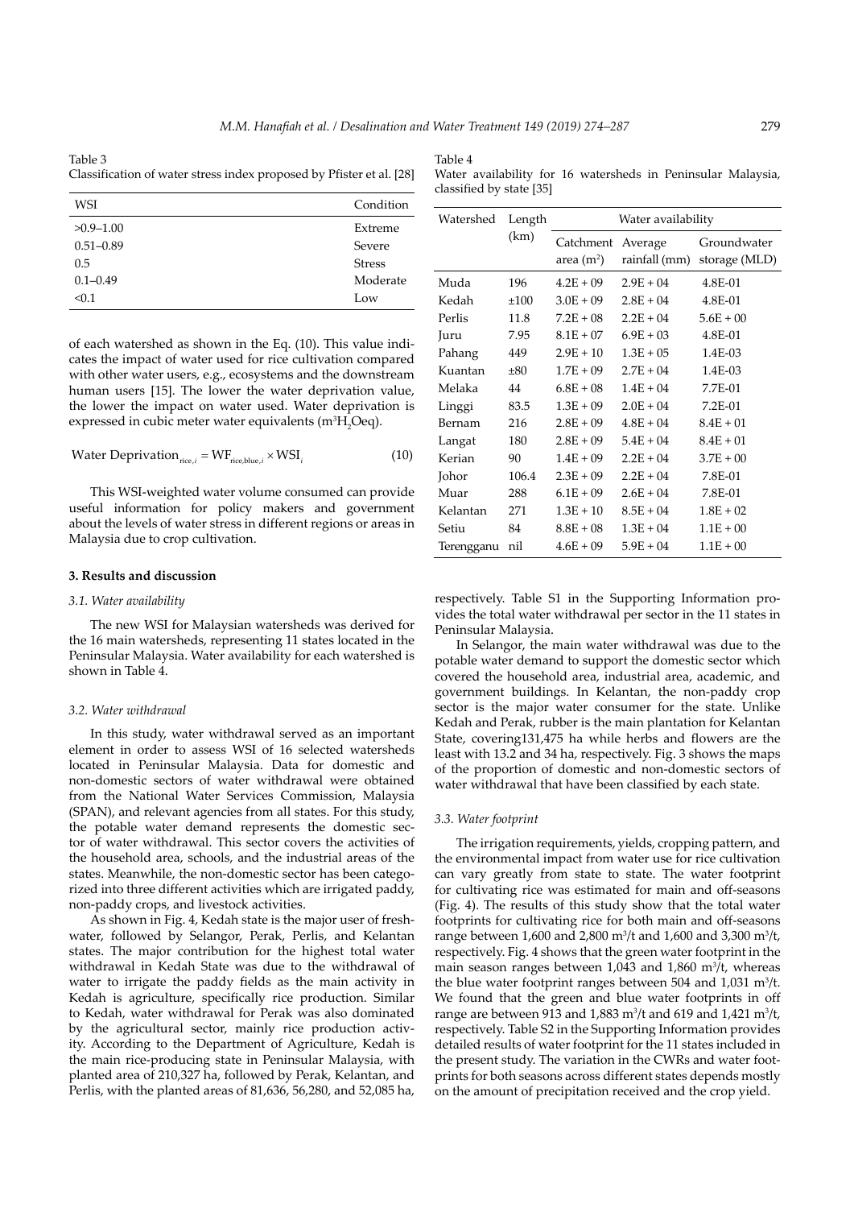Table 3
Classification of water stress index proposed by Pfister et al. [28]

| WSI | Condition |
|---|---|
| >0.9–1.00 | Extreme |
| 0.51–0.89 | Severe |
| 0.5 | Stress |
| 0.1–0.49 | Moderate |
| <0.1 | Low |

of each watershed as shown in the Eq. (10). This value indicates the impact of water used for rice cultivation compared with other water users, e.g., ecosystems and the downstream human users [15]. The lower the water deprivation value, the lower the impact on water used. Water deprivation is expressed in cubic meter water equivalents ($m^3H_2Oeq$).

$$\text{Water Deprivation}_{\text{rice},i} = \text{WF}_{\text{rice,blue},i} \times \text{WSI}_i \tag{10}$$

This WSI-weighted water volume consumed can provide useful information for policy makers and government about the levels of water stress in different regions or areas in Malaysia due to crop cultivation.

## 3. Results and discussion

### 3.1. Water availability

The new WSI for Malaysian watersheds was derived for the 16 main watersheds, representing 11 states located in the Peninsular Malaysia. Water availability for each watershed is shown in Table 4.

### 3.2. Water withdrawal

In this study, water withdrawal served as an important element in order to assess WSI of 16 selected watersheds located in Peninsular Malaysia. Data for domestic and non-domestic sectors of water withdrawal were obtained from the National Water Services Commission, Malaysia (SPAN), and relevant agencies from all states. For this study, the potable water demand represents the domestic sector of water withdrawal. This sector covers the activities of the household area, schools, and the industrial areas of the states. Meanwhile, the non-domestic sector has been categorized into three different activities which are irrigated paddy, non-paddy crops, and livestock activities.

As shown in Fig. 4, Kedah state is the major user of freshwater, followed by Selangor, Perak, Perlis, and Kelantan states. The major contribution for the highest total water withdrawal in Kedah State was due to the withdrawal of water to irrigate the paddy fields as the main activity in Kedah is agriculture, specifically rice production. Similar to Kedah, water withdrawal for Perak was also dominated by the agricultural sector, mainly rice production activity. According to the Department of Agriculture, Kedah is the main rice-producing state in Peninsular Malaysia, with planted area of 210,327 ha, followed by Perak, Kelantan, and Perlis, with the planted areas of 81,636, 56,280, and 52,085 ha, respectively. Table S1 in the Supporting Information provides the total water withdrawal per sector in the 11 states in Peninsular Malaysia.

In Selangor, the main water withdrawal was due to the potable water demand to support the domestic sector which covered the household area, industrial area, academic, and government buildings. In Kelantan, the non-paddy crop sector is the major water consumer for the state. Unlike Kedah and Perak, rubber is the main plantation for Kelantan State, covering131,475 ha while herbs and flowers are the least with 13.2 and 34 ha, respectively. Fig. 3 shows the maps of the proportion of domestic and non-domestic sectors of water withdrawal that have been classified by each state.

### 3.3. Water footprint

The irrigation requirements, yields, cropping pattern, and the environmental impact from water use for rice cultivation can vary greatly from state to state. The water footprint for cultivating rice was estimated for main and off-seasons (Fig. 4). The results of this study show that the total water footprints for cultivating rice for both main and off-seasons range between 1,600 and 2,800 $m^3$/t and 1,600 and 3,300 $m^3$/t, respectively. Fig. 4 shows that the green water footprint in the main season ranges between 1,043 and 1,860 $m^3$/t, whereas the blue water footprint ranges between 504 and 1,031 $m^3$/t. We found that the green and blue water footprints in off range are between 913 and 1,883 $m^3$/t and 619 and 1,421 $m^3$/t, respectively. Table S2 in the Supporting Information provides detailed results of water footprint for the 11 states included in the present study. The variation in the CWRs and water footprints for both seasons across different states depends mostly on the amount of precipitation received and the crop yield.

Table 4
Water availability for 16 watersheds in Peninsular Malaysia, classified by state [35]

| Watershed | Length (km) | Water availability | | |
|---|---|---|---|---|
| | | Catchment area ($m^2$) | Average rainfall (mm) | Groundwater storage (MLD) |
| Muda | 196 | 4.2E + 09 | 2.9E + 04 | 4.8E-01 |
| Kedah | ±100 | 3.0E + 09 | 2.8E + 04 | 4.8E-01 |
| Perlis | 11.8 | 7.2E + 08 | 2.2E + 04 | 5.6E + 00 |
| Juru | 7.95 | 8.1E + 07 | 6.9E + 03 | 4.8E-01 |
| Pahang | 449 | 2.9E + 10 | 1.3E + 05 | 1.4E-03 |
| Kuantan | ±80 | 1.7E + 09 | 2.7E + 04 | 1.4E-03 |
| Melaka | 44 | 6.8E + 08 | 1.4E + 04 | 7.7E-01 |
| Linggi | 83.5 | 1.3E + 09 | 2.0E + 04 | 7.2E-01 |
| Bernam | 216 | 2.8E + 09 | 4.8E + 04 | 8.4E + 01 |
| Langat | 180 | 2.8E + 09 | 5.4E + 04 | 8.4E + 01 |
| Kerian | 90 | 1.4E + 09 | 2.2E + 04 | 3.7E + 00 |
| Johor | 106.4 | 2.3E + 09 | 2.2E + 04 | 7.8E-01 |
| Muar | 288 | 6.1E + 09 | 2.6E + 04 | 7.8E-01 |
| Kelantan | 271 | 1.3E + 10 | 8.5E + 04 | 1.8E + 02 |
| Setiu | 84 | 8.8E + 08 | 1.3E + 04 | 1.1E + 00 |
| Terengganu | nil | 4.6E + 09 | 5.9E + 04 | 1.1E + 00 |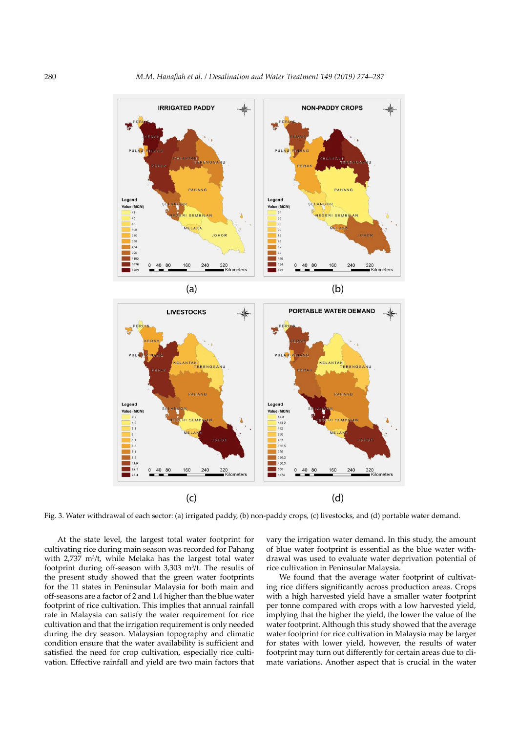Fig. 3. Water withdrawal of each sector: (a) irrigated paddy, (b) non-paddy crops, (c) livestocks, and (d) portable water demand.

At the state level, the largest total water footprint for cultivating rice during main season was recorded for Pahang with 2,737 $m^3/t$, while Melaka has the largest total water footprint during off-season with 3,303 $m^3/t$. The results of the present study showed that the green water footprints for the 11 states in Peninsular Malaysia for both main and off-seasons are a factor of 2 and 1.4 higher than the blue water footprint of rice cultivation. This implies that annual rainfall rate in Malaysia can satisfy the water requirement for rice cultivation and that the irrigation requirement is only needed during the dry season. Malaysian topography and climatic condition ensure that the water availability is sufficient and satisfied the need for crop cultivation, especially rice cultivation. Effective rainfall and yield are two main factors that vary the irrigation water demand. In this study, the amount of blue water footprint is essential as the blue water withdrawal was used to evaluate water deprivation potential of rice cultivation in Peninsular Malaysia.

We found that the average water footprint of cultivating rice differs significantly across production areas. Crops with a high harvested yield have a smaller water footprint per tonne compared with crops with a low harvested yield, implying that the higher the yield, the lower the value of the water footprint. Although this study showed that the average water footprint for rice cultivation in Malaysia may be larger for states with lower yield, however, the results of water footprint may turn out differently for certain areas due to climate variations. Another aspect that is crucial in the water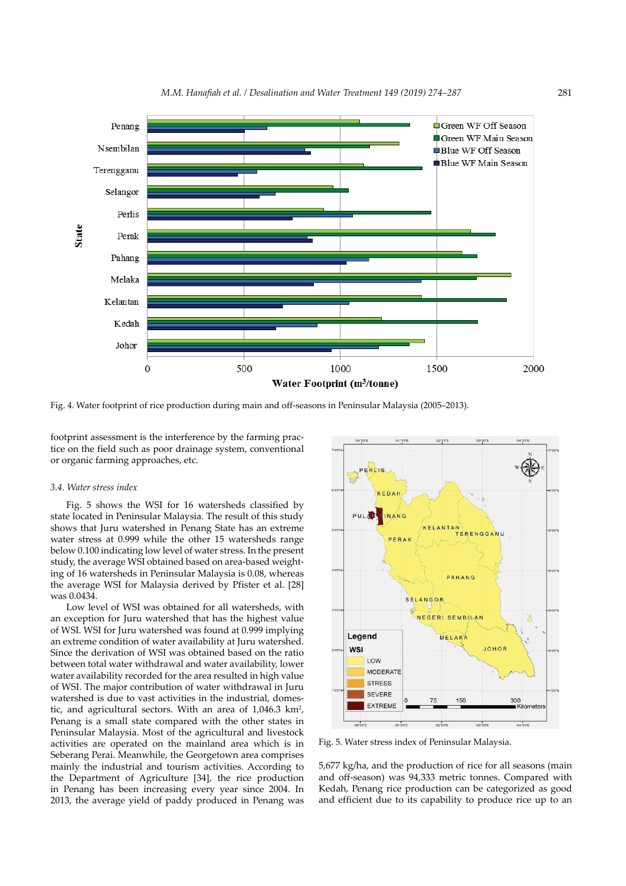Fig. 4. Water footprint of rice production during main and off-seasons in Peninsular Malaysia (2005–2013).

footprint assessment is the interference by the farming practice on the field such as poor drainage system, conventional or organic farming approaches, etc.

### 3.4. Water stress index

Fig. 5 shows the WSI for 16 watersheds classified by state located in Peninsular Malaysia. The result of this study shows that Juru watershed in Penang State has an extreme water stress at 0.999 while the other 15 watersheds range below 0.100 indicating low level of water stress. In the present study, the average WSI obtained based on area-based weighting of 16 watersheds in Peninsular Malaysia is 0.08, whereas the average WSI for Malaysia derived by Pfister et al. [28] was 0.0434.

Low level of WSI was obtained for all watersheds, with an exception for Juru watershed that has the highest value of WSI. WSI for Juru watershed was found at 0.999 implying an extreme condition of water availability at Juru watershed. Since the derivation of WSI was obtained based on the ratio between total water withdrawal and water availability, lower water availability recorded for the area resulted in high value of WSI. The major contribution of water withdrawal in Juru watershed is due to vast activities in the industrial, domestic, and agricultural sectors. With an area of 1,046.3 km$^2$, Penang is a small state compared with the other states in Peninsular Malaysia. Most of the agricultural and livestock activities are operated on the mainland area which is in Seberang Perai. Meanwhile, the Georgetown area comprises mainly the industrial and tourism activities. According to the Department of Agriculture [34], the rice production in Penang has been increasing every year since 2004. In 2013, the average yield of paddy produced in Penang was 5,677 kg/ha, and the production of rice for all seasons (main and off-season) was 94,333 metric tonnes. Compared with Kedah, Penang rice production can be categorized as good and efficient due to its capability to produce rice up to an

Fig. 5. Water stress index of Peninsular Malaysia.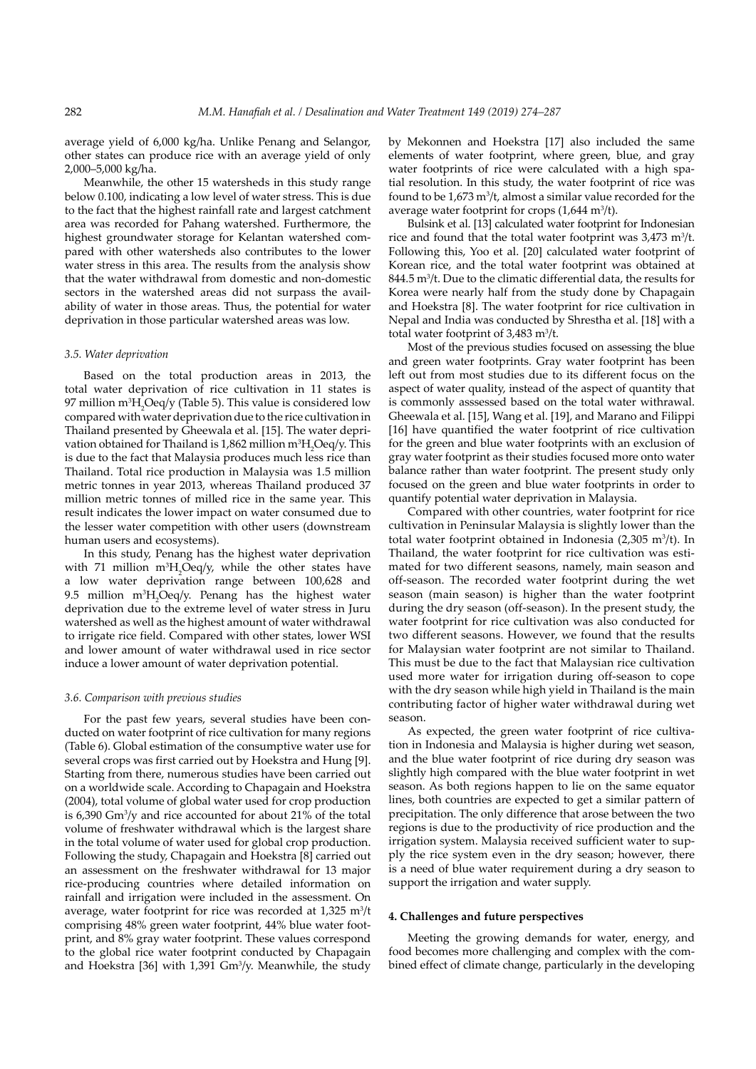average yield of 6,000 kg/ha. Unlike Penang and Selangor, other states can produce rice with an average yield of only 2,000–5,000 kg/ha.

Meanwhile, the other 15 watersheds in this study range below 0.100, indicating a low level of water stress. This is due to the fact that the highest rainfall rate and largest catchment area was recorded for Pahang watershed. Furthermore, the highest groundwater storage for Kelantan watershed compared with other watersheds also contributes to the lower water stress in this area. The results from the analysis show that the water withdrawal from domestic and non-domestic sectors in the watershed areas did not surpass the availability of water in those areas. Thus, the potential for water deprivation in those particular watershed areas was low.

### *3.5. Water deprivation*

Based on the total production areas in 2013, the total water deprivation of rice cultivation in 11 states is 97 million $m^3H_2Oeq/y$ (Table 5). This value is considered low compared with water deprivation due to the rice cultivation in Thailand presented by Gheewala et al. [15]. The water deprivation obtained for Thailand is 1,862 million $m^3H_2Oeq/y$. This is due to the fact that Malaysia produces much less rice than Thailand. Total rice production in Malaysia was 1.5 million metric tonnes in year 2013, whereas Thailand produced 37 million metric tonnes of milled rice in the same year. This result indicates the lower impact on water consumed due to the lesser water competition with other users (downstream human users and ecosystems).

In this study, Penang has the highest water deprivation with 71 million $m^3H_2Oeq/y$, while the other states have a low water deprivation range between 100,628 and 9.5 million $m^3H_2Oeq/y$. Penang has the highest water deprivation due to the extreme level of water stress in Juru watershed as well as the highest amount of water withdrawal to irrigate rice field. Compared with other states, lower WSI and lower amount of water withdrawal used in rice sector induce a lower amount of water deprivation potential.

### *3.6. Comparison with previous studies*

For the past few years, several studies have been conducted on water footprint of rice cultivation for many regions (Table 6). Global estimation of the consumptive water use for several crops was first carried out by Hoekstra and Hung [9]. Starting from there, numerous studies have been carried out on a worldwide scale. According to Chapagain and Hoekstra (2004), total volume of global water used for crop production is 6,390 $Gm^3/y$ and rice accounted for about 21% of the total volume of freshwater withdrawal which is the largest share in the total volume of water used for global crop production. Following the study, Chapagain and Hoekstra [8] carried out an assessment on the freshwater withdrawal for 13 major rice-producing countries where detailed information on rainfall and irrigation were included in the assessment. On average, water footprint for rice was recorded at 1,325 $m^3/t$ comprising 48% green water footprint, 44% blue water footprint, and 8% gray water footprint. These values correspond to the global rice water footprint conducted by Chapagain and Hoekstra [36] with 1,391 $Gm^3/y$. Meanwhile, the study by Mekonnen and Hoekstra [17] also included the same elements of water footprint, where green, blue, and gray water footprints of rice were calculated with a high spatial resolution. In this study, the water footprint of rice was found to be 1,673 $m^3/t$, almost a similar value recorded for the average water footprint for crops (1,644 $m^3/t$).

Bulsink et al. [13] calculated water footprint for Indonesian rice and found that the total water footprint was 3,473 $m^3/t$. Following this, Yoo et al. [20] calculated water footprint of Korean rice, and the total water footprint was obtained at 844.5 $m^3/t$. Due to the climatic differential data, the results for Korea were nearly half from the study done by Chapagain and Hoekstra [8]. The water footprint for rice cultivation in Nepal and India was conducted by Shrestha et al. [18] with a total water footprint of 3,483 $m^3/t$.

Most of the previous studies focused on assessing the blue and green water footprints. Gray water footprint has been left out from most studies due to its different focus on the aspect of water quality, instead of the aspect of quantity that is commonly asssessed based on the total water withdrawal. Gheewala et al. [15], Wang et al. [19], and Marano and Filippi [16] have quantified the water footprint of rice cultivation for the green and blue water footprints with an exclusion of gray water footprint as their studies focused more onto water balance rather than water footprint. The present study only focused on the green and blue water footprints in order to quantify potential water deprivation in Malaysia.

Compared with other countries, water footprint for rice cultivation in Peninsular Malaysia is slightly lower than the total water footprint obtained in Indonesia (2,305 $m^3/t$). In Thailand, the water footprint for rice cultivation was estimated for two different seasons, namely, main season and off-season. The recorded water footprint during the wet season (main season) is higher than the water footprint during the dry season (off-season). In the present study, the water footprint for rice cultivation was also conducted for two different seasons. However, we found that the results for Malaysian water footprint are not similar to Thailand. This must be due to the fact that Malaysian rice cultivation used more water for irrigation during off-season to cope with the dry season while high yield in Thailand is the main contributing factor of higher water withdrawal during wet season.

As expected, the green water footprint of rice cultivation in Indonesia and Malaysia is higher during wet season, and the blue water footprint of rice during dry season was slightly high compared with the blue water footprint in wet season. As both regions happen to lie on the same equator lines, both countries are expected to get a similar pattern of precipitation. The only difference that arose between the two regions is due to the productivity of rice production and the irrigation system. Malaysia received sufficient water to supply the rice system even in the dry season; however, there is a need of blue water requirement during a dry season to support the irrigation and water supply.

## **4. Challenges and future perspectives**

Meeting the growing demands for water, energy, and food becomes more challenging and complex with the combined effect of climate change, particularly in the developing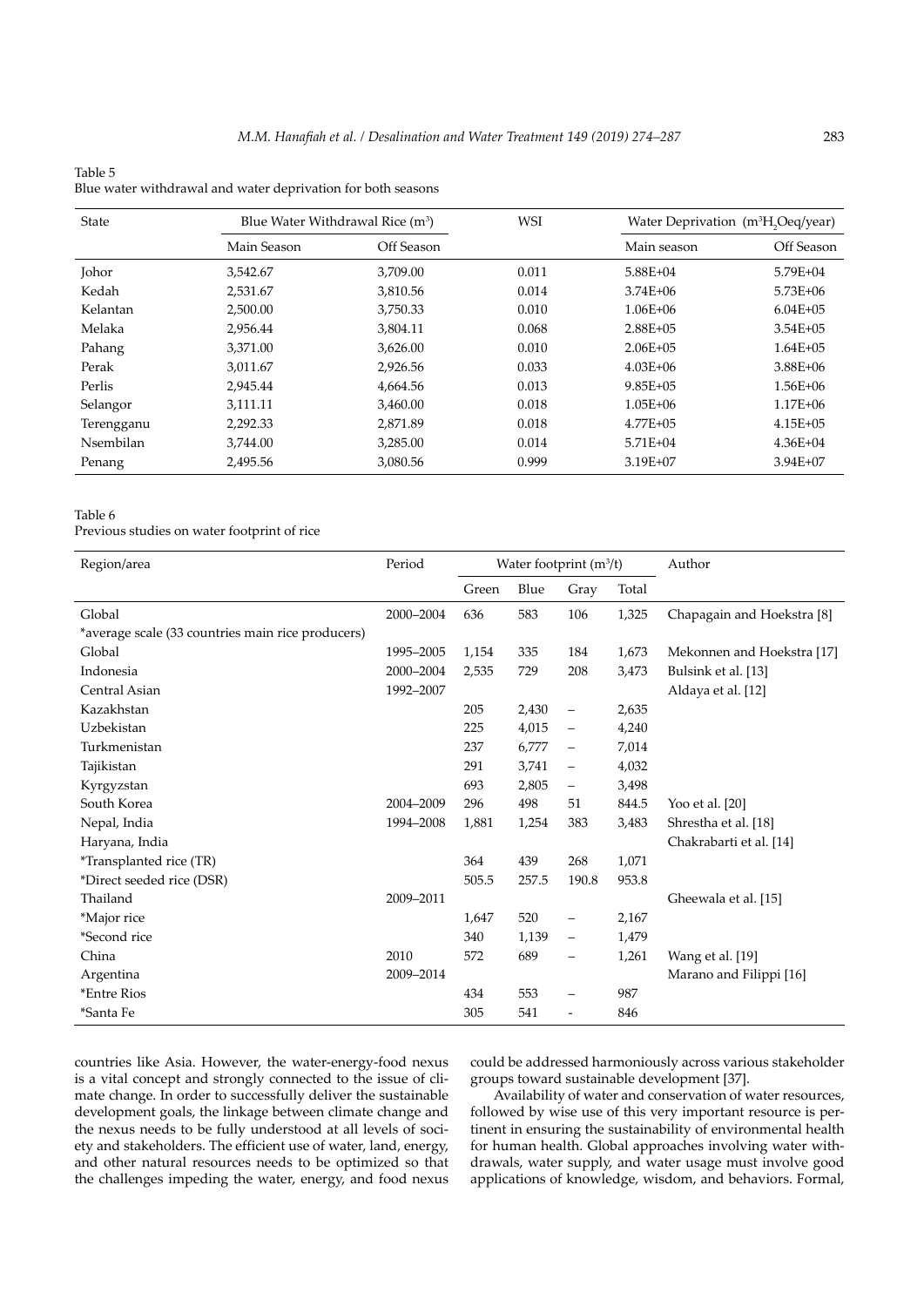Table 5
Blue water withdrawal and water deprivation for both seasons

| State | Blue Water Withdrawal Rice ($m^3$) | | WSI | Water Deprivation ($m^3H_2Oeq$/year) | |
|---|---|---|---|---|---|
| | Main Season | Off Season | | Main season | Off Season |
| Johor | 3,542.67 | 3,709.00 | 0.011 | 5.88E+04 | 5.79E+04 |
| Kedah | 2,531.67 | 3,810.56 | 0.014 | 3.74E+06 | 5.73E+06 |
| Kelantan | 2,500.00 | 3,750.33 | 0.010 | 1.06E+06 | 6.04E+05 |
| Melaka | 2,956.44 | 3,804.11 | 0.068 | 2.88E+05 | 3.54E+05 |
| Pahang | 3,371.00 | 3,626.00 | 0.010 | 2.06E+05 | 1.64E+05 |
| Perak | 3,011.67 | 2,926.56 | 0.033 | 4.03E+06 | 3.88E+06 |
| Perlis | 2,945.44 | 4,664.56 | 0.013 | 9.85E+05 | 1.56E+06 |
| Selangor | 3,111.11 | 3,460.00 | 0.018 | 1.05E+06 | 1.17E+06 |
| Terengganu | 2,292.33 | 2,871.89 | 0.018 | 4.77E+05 | 4.15E+05 |
| Nsembilan | 3,744.00 | 3,285.00 | 0.014 | 5.71E+04 | 4.36E+04 |
| Penang | 2,495.56 | 3,080.56 | 0.999 | 3.19E+07 | 3.94E+07 |

Table 6
Previous studies on water footprint of rice

| Region/area | Period | Water footprint ($m^3$/t) | | | | Author |
|---|---|---|---|---|---|---|
| | | Green | Blue | Gray | Total | |
| Global | 2000–2004 | 636 | 583 | 106 | 1,325 | Chapagain and Hoekstra [8] |
| *average scale (33 countries main rice producers) | | | | | | |
| Global | 1995–2005 | 1,154 | 335 | 184 | 1,673 | Mekonnen and Hoekstra [17] |
| Indonesia | 2000–2004 | 2,535 | 729 | 208 | 3,473 | Bulsink et al. [13] |
| Central Asian | 1992–2007 | | | | | Aldaya et al. [12] |
| Kazakhstan | | 205 | 2,430 | – | 2,635 | |
| Uzbekistan | | 225 | 4,015 | – | 4,240 | |
| Turkmenistan | | 237 | 6,777 | – | 7,014 | |
| Tajikistan | | 291 | 3,741 | – | 4,032 | |
| Kyrgyzstan | | 693 | 2,805 | – | 3,498 | |
| South Korea | 2004–2009 | 296 | 498 | 51 | 844.5 | Yoo et al. [20] |
| Nepal, India | 1994–2008 | 1,881 | 1,254 | 383 | 3,483 | Shrestha et al. [18] |
| Haryana, India | | | | | | Chakrabarti et al. [14] |
| *Transplanted rice (TR) | | 364 | 439 | 268 | 1,071 | |
| *Direct seeded rice (DSR) | | 505.5 | 257.5 | 190.8 | 953.8 | |
| Thailand | 2009–2011 | | | | | Gheewala et al. [15] |
| *Major rice | | 1,647 | 520 | – | 2,167 | |
| *Second rice | | 340 | 1,139 | – | 1,479 | |
| China | 2010 | 572 | 689 | – | 1,261 | Wang et al. [19] |
| Argentina | 2009–2014 | | | | | Marano and Filippi [16] |
| *Entre Rios | | 434 | 553 | – | 987 | |
| *Santa Fe | | 305 | 541 | - | 846 | |

countries like Asia. However, the water-energy-food nexus is a vital concept and strongly connected to the issue of climate change. In order to successfully deliver the sustainable development goals, the linkage between climate change and the nexus needs to be fully understood at all levels of society and stakeholders. The efficient use of water, land, energy, and other natural resources needs to be optimized so that the challenges impeding the water, energy, and food nexus could be addressed harmoniously across various stakeholder groups toward sustainable development [37].

Availability of water and conservation of water resources, followed by wise use of this very important resource is pertinent in ensuring the sustainability of environmental health for human health. Global approaches involving water withdrawals, water supply, and water usage must involve good applications of knowledge, wisdom, and behaviors. Formal,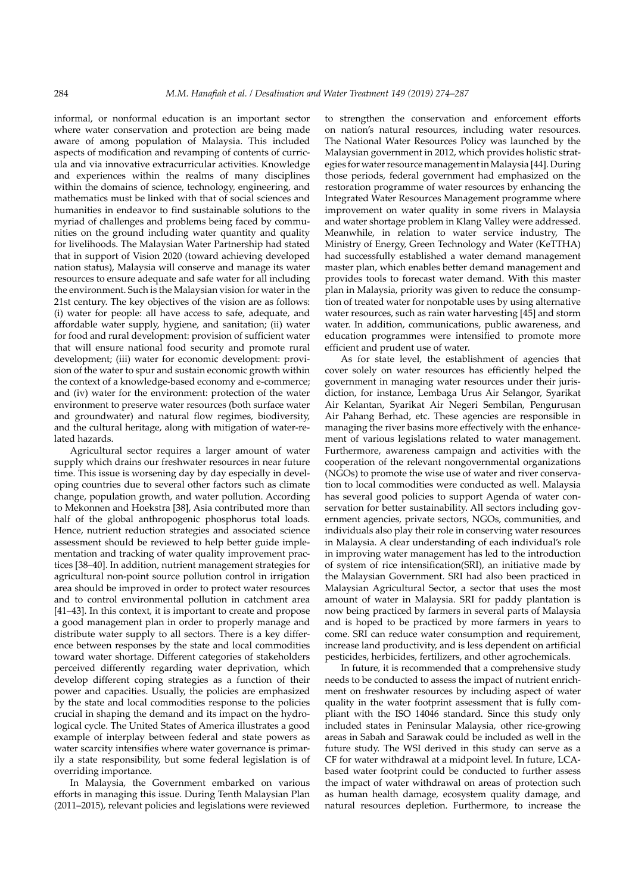informal, or nonformal education is an important sector where water conservation and protection are being made aware of among population of Malaysia. This included aspects of modification and revamping of contents of curricula and via innovative extracurricular activities. Knowledge and experiences within the realms of many disciplines within the domains of science, technology, engineering, and mathematics must be linked with that of social sciences and humanities in endeavor to find sustainable solutions to the myriad of challenges and problems being faced by communities on the ground including water quantity and quality for livelihoods. The Malaysian Water Partnership had stated that in support of Vision 2020 (toward achieving developed nation status), Malaysia will conserve and manage its water resources to ensure adequate and safe water for all including the environment. Such is the Malaysian vision for water in the 21st century. The key objectives of the vision are as follows: (i) water for people: all have access to safe, adequate, and affordable water supply, hygiene, and sanitation; (ii) water for food and rural development: provision of sufficient water that will ensure national food security and promote rural development; (iii) water for economic development: provision of the water to spur and sustain economic growth within the context of a knowledge-based economy and e-commerce; and (iv) water for the environment: protection of the water environment to preserve water resources (both surface water and groundwater) and natural flow regimes, biodiversity, and the cultural heritage, along with mitigation of water-related hazards.

Agricultural sector requires a larger amount of water supply which drains our freshwater resources in near future time. This issue is worsening day by day especially in developing countries due to several other factors such as climate change, population growth, and water pollution. According to Mekonnen and Hoekstra [38], Asia contributed more than half of the global anthropogenic phosphorus total loads. Hence, nutrient reduction strategies and associated science assessment should be reviewed to help better guide implementation and tracking of water quality improvement practices [38–40]. In addition, nutrient management strategies for agricultural non-point source pollution control in irrigation area should be improved in order to protect water resources and to control environmental pollution in catchment area [41–43]. In this context, it is important to create and propose a good management plan in order to properly manage and distribute water supply to all sectors. There is a key difference between responses by the state and local commodities toward water shortage. Different categories of stakeholders perceived differently regarding water deprivation, which develop different coping strategies as a function of their power and capacities. Usually, the policies are emphasized by the state and local commodities response to the policies crucial in shaping the demand and its impact on the hydrological cycle. The United States of America illustrates a good example of interplay between federal and state powers as water scarcity intensifies where water governance is primarily a state responsibility, but some federal legislation is of overriding importance.

In Malaysia, the Government embarked on various efforts in managing this issue. During Tenth Malaysian Plan (2011–2015), relevant policies and legislations were reviewed to strengthen the conservation and enforcement efforts on nation's natural resources, including water resources. The National Water Resources Policy was launched by the Malaysian government in 2012, which provides holistic strategies for water resource management in Malaysia [44]. During those periods, federal government had emphasized on the restoration programme of water resources by enhancing the Integrated Water Resources Management programme where improvement on water quality in some rivers in Malaysia and water shortage problem in Klang Valley were addressed. Meanwhile, in relation to water service industry, The Ministry of Energy, Green Technology and Water (KeTTHA) had successfully established a water demand management master plan, which enables better demand management and provides tools to forecast water demand. With this master plan in Malaysia, priority was given to reduce the consumption of treated water for nonpotable uses by using alternative water resources, such as rain water harvesting [45] and storm water. In addition, communications, public awareness, and education programmes were intensified to promote more efficient and prudent use of water.

As for state level, the establishment of agencies that cover solely on water resources has efficiently helped the government in managing water resources under their jurisdiction, for instance, Lembaga Urus Air Selangor, Syarikat Air Kelantan, Syarikat Air Negeri Sembilan, Pengurusan Air Pahang Berhad, etc. These agencies are responsible in managing the river basins more effectively with the enhancement of various legislations related to water management. Furthermore, awareness campaign and activities with the cooperation of the relevant nongovernmental organizations (NGOs) to promote the wise use of water and river conservation to local commodities were conducted as well. Malaysia has several good policies to support Agenda of water conservation for better sustainability. All sectors including government agencies, private sectors, NGOs, communities, and individuals also play their role in conserving water resources in Malaysia. A clear understanding of each individual's role in improving water management has led to the introduction of system of rice intensification(SRI), an initiative made by the Malaysian Government. SRI had also been practiced in Malaysian Agricultural Sector, a sector that uses the most amount of water in Malaysia. SRI for paddy plantation is now being practiced by farmers in several parts of Malaysia and is hoped to be practiced by more farmers in years to come. SRI can reduce water consumption and requirement, increase land productivity, and is less dependent on artificial pesticides, herbicides, fertilizers, and other agrochemicals.

In future, it is recommended that a comprehensive study needs to be conducted to assess the impact of nutrient enrichment on freshwater resources by including aspect of water quality in the water footprint assessment that is fully compliant with the ISO 14046 standard. Since this study only included states in Peninsular Malaysia, other rice-growing areas in Sabah and Sarawak could be included as well in the future study. The WSI derived in this study can serve as a CF for water withdrawal at a midpoint level. In future, LCA-based water footprint could be conducted to further assess the impact of water withdrawal on areas of protection such as human health damage, ecosystem quality damage, and natural resources depletion. Furthermore, to increase the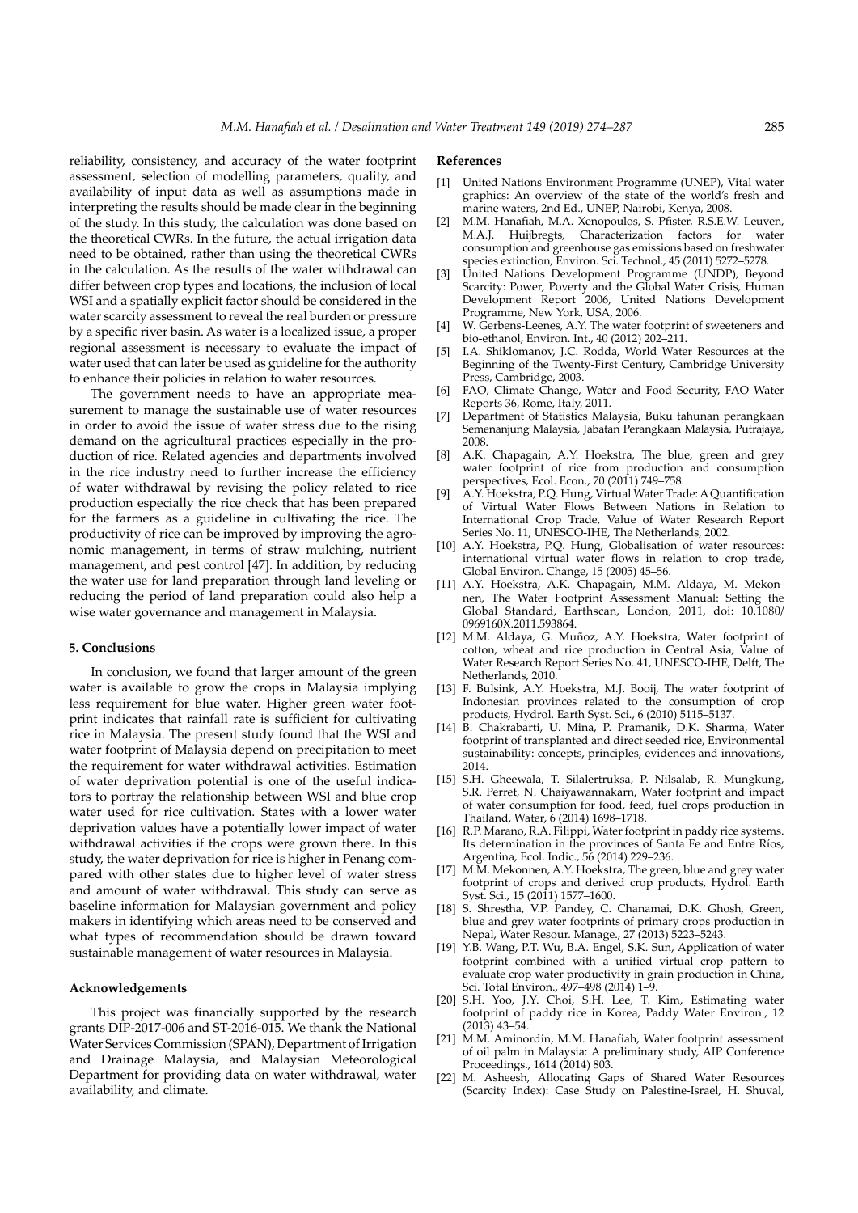reliability, consistency, and accuracy of the water footprint assessment, selection of modelling parameters, quality, and availability of input data as well as assumptions made in interpreting the results should be made clear in the beginning of the study. In this study, the calculation was done based on the theoretical CWRs. In the future, the actual irrigation data need to be obtained, rather than using the theoretical CWRs in the calculation. As the results of the water withdrawal can differ between crop types and locations, the inclusion of local WSI and a spatially explicit factor should be considered in the water scarcity assessment to reveal the real burden or pressure by a specific river basin. As water is a localized issue, a proper regional assessment is necessary to evaluate the impact of water used that can later be used as guideline for the authority to enhance their policies in relation to water resources.

The government needs to have an appropriate measurement to manage the sustainable use of water resources in order to avoid the issue of water stress due to the rising demand on the agricultural practices especially in the production of rice. Related agencies and departments involved in the rice industry need to further increase the efficiency of water withdrawal by revising the policy related to rice production especially the rice check that has been prepared for the farmers as a guideline in cultivating the rice. The productivity of rice can be improved by improving the agronomic management, in terms of straw mulching, nutrient management, and pest control [47]. In addition, by reducing the water use for land preparation through land leveling or reducing the period of land preparation could also help a wise water governance and management in Malaysia.

## 5. Conclusions

In conclusion, we found that larger amount of the green water is available to grow the crops in Malaysia implying less requirement for blue water. Higher green water footprint indicates that rainfall rate is sufficient for cultivating rice in Malaysia. The present study found that the WSI and water footprint of Malaysia depend on precipitation to meet the requirement for water withdrawal activities. Estimation of water deprivation potential is one of the useful indicators to portray the relationship between WSI and blue crop water used for rice cultivation. States with a lower water deprivation values have a potentially lower impact of water withdrawal activities if the crops were grown there. In this study, the water deprivation for rice is higher in Penang compared with other states due to higher level of water stress and amount of water withdrawal. This study can serve as baseline information for Malaysian government and policy makers in identifying which areas need to be conserved and what types of recommendation should be drawn toward sustainable management of water resources in Malaysia.

## Acknowledgements

This project was financially supported by the research grants DIP-2017-006 and ST-2016-015. We thank the National Water Services Commission (SPAN), Department of Irrigation and Drainage Malaysia, and Malaysian Meteorological Department for providing data on water withdrawal, water availability, and climate.

## References

[1] United Nations Environment Programme (UNEP), Vital water graphics: An overview of the state of the world's fresh and marine waters, 2nd Ed., UNEP, Nairobi, Kenya, 2008.

[2] M.M. Hanafiah, M.A. Xenopoulos, S. Pfister, R.S.E.W. Leuven, M.A.J. Huijbregts, Characterization factors for water consumption and greenhouse gas emissions based on freshwater species extinction, Environ. Sci. Technol., 45 (2011) 5272–5278.

[3] United Nations Development Programme (UNDP), Beyond Scarcity: Power, Poverty and the Global Water Crisis, Human Development Report 2006, United Nations Development Programme, New York, USA, 2006.

[4] W. Gerbens-Leenes, A.Y. The water footprint of sweeteners and bio-ethanol, Environ. Int., 40 (2012) 202–211.

[5] I.A. Shiklomanov, J.C. Rodda, World Water Resources at the Beginning of the Twenty-First Century, Cambridge University Press, Cambridge, 2003.

[6] FAO, Climate Change, Water and Food Security, FAO Water Reports 36, Rome, Italy, 2011.

[7] Department of Statistics Malaysia, Buku tahunan perangkaan Semenanjung Malaysia, Jabatan Perangkaan Malaysia, Putrajaya, 2008.

[8] A.K. Chapagain, A.Y. Hoekstra, The blue, green and grey water footprint of rice from production and consumption perspectives, Ecol. Econ., 70 (2011) 749–758.

[9] A.Y. Hoekstra, P.Q. Hung, Virtual Water Trade: A Quantification of Virtual Water Flows Between Nations in Relation to International Crop Trade, Value of Water Research Report Series No. 11, UNESCO-IHE, The Netherlands, 2002.

[10] A.Y. Hoekstra, P.Q. Hung, Globalisation of water resources: international virtual water flows in relation to crop trade, Global Environ. Change, 15 (2005) 45–56.

[11] A.Y. Hoekstra, A.K. Chapagain, M.M. Aldaya, M. Mekonnen, The Water Footprint Assessment Manual: Setting the Global Standard, Earthscan, London, 2011, doi: 10.1080/0969160X.2011.593864.

[12] M.M. Aldaya, G. Muñoz, A.Y. Hoekstra, Water footprint of cotton, wheat and rice production in Central Asia, Value of Water Research Report Series No. 41, UNESCO-IHE, Delft, The Netherlands, 2010.

[13] F. Bulsink, A.Y. Hoekstra, M.J. Booij, The water footprint of Indonesian provinces related to the consumption of crop products, Hydrol. Earth Syst. Sci., 6 (2010) 5115–5137.

[14] B. Chakrabarti, U. Mina, P. Pramanik, D.K. Sharma, Water footprint of transplanted and direct seeded rice, Environmental sustainability: concepts, principles, evidences and innovations, 2014.

[15] S.H. Gheewala, T. Silalertruksa, P. Nilsalab, R. Mungkung, S.R. Perret, N. Chaiyawannakarn, Water footprint and impact of water consumption for food, feed, fuel crops production in Thailand, Water, 6 (2014) 1698–1718.

[16] R.P. Marano, R.A. Filippi, Water footprint in paddy rice systems. Its determination in the provinces of Santa Fe and Entre Ríos, Argentina, Ecol. Indic., 56 (2014) 229–236.

[17] M.M. Mekonnen, A.Y. Hoekstra, The green, blue and grey water footprint of crops and derived crop products, Hydrol. Earth Syst. Sci., 15 (2011) 1577–1600.

[18] S. Shrestha, V.P. Pandey, C. Chanamai, D.K. Ghosh, Green, blue and grey water footprints of primary crops production in Nepal, Water Resour. Manage., 27 (2013) 5223–5243.

[19] Y.B. Wang, P.T. Wu, B.A. Engel, S.K. Sun, Application of water footprint combined with a unified virtual crop pattern to evaluate crop water productivity in grain production in China, Sci. Total Environ., 497–498 (2014) 1–9.

[20] S.H. Yoo, J.Y. Choi, S.H. Lee, T. Kim, Estimating water footprint of paddy rice in Korea, Paddy Water Environ., 12 (2013) 43–54.

[21] M.M. Aminordin, M.M. Hanafiah, Water footprint assessment of oil palm in Malaysia: A preliminary study, AIP Conference Proceedings., 1614 (2014) 803.

[22] M. Asheesh, Allocating Gaps of Shared Water Resources (Scarcity Index): Case Study on Palestine-Israel, H. Shuval,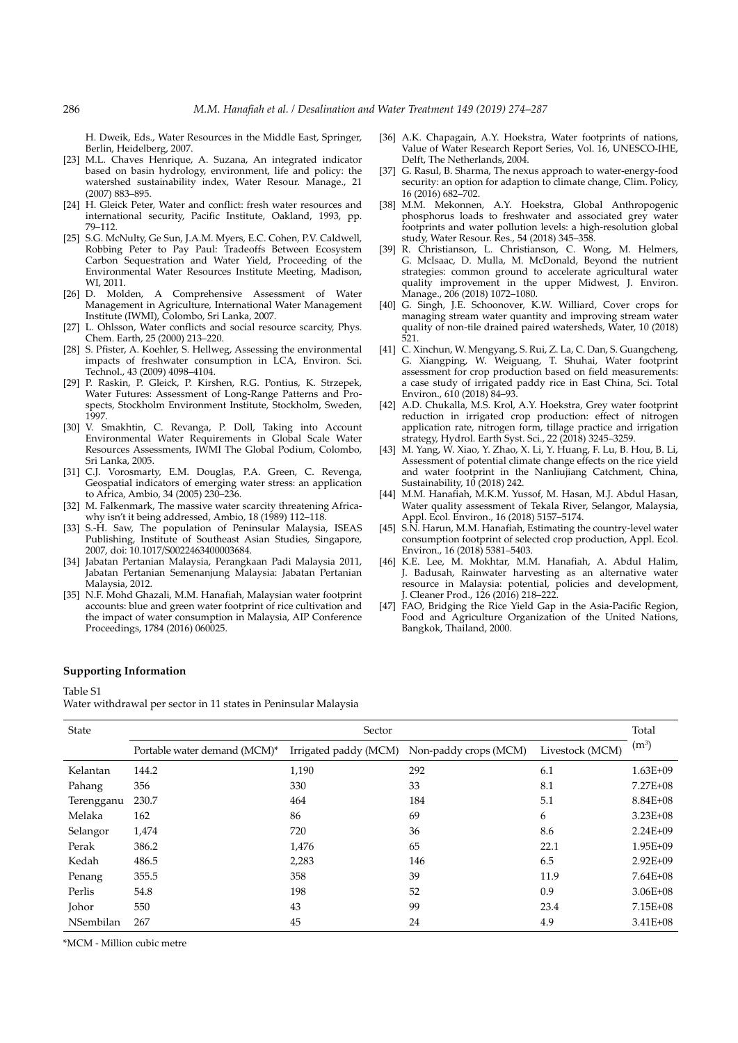H. Dweik, Eds., Water Resources in the Middle East, Springer, Berlin, Heidelberg, 2007.

[23] M.L. Chaves Henrique, A. Suzana, An integrated indicator based on basin hydrology, environment, life and policy: the watershed sustainability index, Water Resour. Manage., 21 (2007) 883–895.

[24] H. Gleick Peter, Water and conflict: fresh water resources and international security, Pacific Institute, Oakland, 1993, pp. 79–112.

[25] S.G. McNulty, Ge Sun, J.A.M. Myers, E.C. Cohen, P.V. Caldwell, Robbing Peter to Pay Paul: Tradeoffs Between Ecosystem Carbon Sequestration and Water Yield, Proceeding of the Environmental Water Resources Institute Meeting, Madison, WI, 2011.

[26] D. Molden, A Comprehensive Assessment of Water Management in Agriculture, International Water Management Institute (IWMI), Colombo, Sri Lanka, 2007.

[27] L. Ohlsson, Water conflicts and social resource scarcity, Phys. Chem. Earth, 25 (2000) 213–220.

[28] S. Pfister, A. Koehler, S. Hellweg, Assessing the environmental impacts of freshwater consumption in LCA, Environ. Sci. Technol., 43 (2009) 4098–4104.

[29] P. Raskin, P. Gleick, P. Kirshen, R.G. Pontius, K. Strzepek, Water Futures: Assessment of Long-Range Patterns and Prospects, Stockholm Environment Institute, Stockholm, Sweden, 1997.

[30] V. Smakhtin, C. Revanga, P. Doll, Taking into Account Environmental Water Requirements in Global Scale Water Resources Assessments, IWMI The Global Podium, Colombo, Sri Lanka, 2005.

[31] C.J. Vorosmarty, E.M. Douglas, P.A. Green, C. Revenga, Geospatial indicators of emerging water stress: an application to Africa, Ambio, 34 (2005) 230–236.

[32] M. Falkenmark, The massive water scarcity threatening Africa-why isn't it being addressed, Ambio, 18 (1989) 112–118.

[33] S.-H. Saw, The population of Peninsular Malaysia, ISEAS Publishing, Institute of Southeast Asian Studies, Singapore, 2007, doi: 10.1017/S0022463400003684.

[34] Jabatan Pertanian Malaysia, Perangkaan Padi Malaysia 2011, Jabatan Pertanian Semenanjung Malaysia: Jabatan Pertanian Malaysia, 2012.

[35] N.F. Mohd Ghazali, M.M. Hanafiah, Malaysian water footprint accounts: blue and green water footprint of rice cultivation and the impact of water consumption in Malaysia, AIP Conference Proceedings, 1784 (2016) 060025.

[36] A.K. Chapagain, A.Y. Hoekstra, Water footprints of nations, Value of Water Research Report Series, Vol. 16, UNESCO-IHE, Delft, The Netherlands, 2004.

[37] G. Rasul, B. Sharma, The nexus approach to water-energy-food security: an option for adaption to climate change, Clim. Policy, 16 (2016) 682–702.

[38] M.M. Mekonnen, A.Y. Hoekstra, Global Anthropogenic phosphorus loads to freshwater and associated grey water footprints and water pollution levels: a high-resolution global study, Water Resour. Res., 54 (2018) 345–358.

[39] R. Christianson, L. Christianson, C. Wong, M. Helmers, G. McIsaac, D. Mulla, M. McDonald, Beyond the nutrient strategies: common ground to accelerate agricultural water quality improvement in the upper Midwest, J. Environ. Manage., 206 (2018) 1072–1080.

[40] G. Singh, J.E. Schoonover, K.W. Williard, Cover crops for managing stream water quantity and improving stream water quality of non-tile drained paired watersheds, Water, 10 (2018) 521.

[41] C. Xinchun, W. Mengyang, S. Rui, Z. La, C. Dan, S. Guangcheng, G. Xiangping, W. Weiguang, T. Shuhai, Water footprint assessment for crop production based on field measurements: a case study of irrigated paddy rice in East China, Sci. Total Environ., 610 (2018) 84–93.

[42] A.D. Chukalla, M.S. Krol, A.Y. Hoekstra, Grey water footprint reduction in irrigated crop production: effect of nitrogen application rate, nitrogen form, tillage practice and irrigation strategy, Hydrol. Earth Syst. Sci., 22 (2018) 3245–3259.

[43] M. Yang, W. Xiao, Y. Zhao, X. Li, Y. Huang, F. Lu, B. Hou, B. Li, Assessment of potential climate change effects on the rice yield and water footprint in the Nanliujiang Catchment, China, Sustainability, 10 (2018) 242.

[44] M.M. Hanafiah, M.K.M. Yussof, M. Hasan, M.J. Abdul Hasan, Water quality assessment of Tekala River, Selangor, Malaysia, Appl. Ecol. Environ., 16 (2018) 5157–5174.

[45] S.N. Harun, M.M. Hanafiah, Estimating the country-level water consumption footprint of selected crop production, Appl. Ecol. Environ., 16 (2018) 5381–5403.

[46] K.E. Lee, M. Mokhtar, M.M. Hanafiah, A. Abdul Halim, J. Badusah, Rainwater harvesting as an alternative water resource in Malaysia: potential, policies and development, J. Cleaner Prod., 126 (2016) 218–222.

[47] FAO, Bridging the Rice Yield Gap in the Asia-Pacific Region, Food and Agriculture Organization of the United Nations, Bangkok, Thailand, 2000.

## Supporting Information

Table S1

Water withdrawal per sector in 11 states in Peninsular Malaysia

| State | Sector | | | | Total ($m^3$) |
|---|---|---|---|---|---|
| | Portable water demand (MCM)* | Irrigated paddy (MCM) | Non-paddy crops (MCM) | Livestock (MCM) | |
| Kelantan | 144.2 | 1,190 | 292 | 6.1 | 1.63E+09 |
| Pahang | 356 | 330 | 33 | 8.1 | 7.27E+08 |
| Terengganu | 230.7 | 464 | 184 | 5.1 | 8.84E+08 |
| Melaka | 162 | 86 | 69 | 6 | 3.23E+08 |
| Selangor | 1,474 | 720 | 36 | 8.6 | 2.24E+09 |
| Perak | 386.2 | 1,476 | 65 | 22.1 | 1.95E+09 |
| Kedah | 486.5 | 2,283 | 146 | 6.5 | 2.92E+09 |
| Penang | 355.5 | 358 | 39 | 11.9 | 7.64E+08 |
| Perlis | 54.8 | 198 | 52 | 0.9 | 3.06E+08 |
| Johor | 550 | 43 | 99 | 23.4 | 7.15E+08 |
| NSembilan | 267 | 45 | 24 | 4.9 | 3.41E+08 |

*MCM - Million cubic metre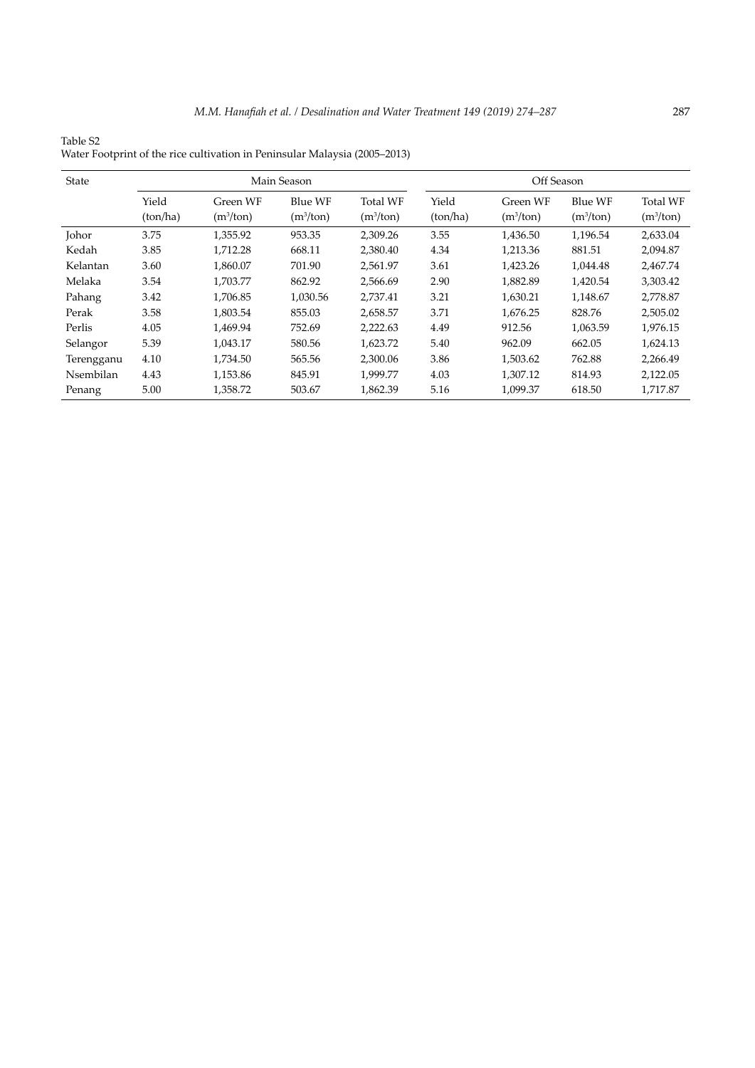Table S2
Water Footprint of the rice cultivation in Peninsular Malaysia (2005–2013)

| State | Main Season | | | | Off Season | | | |
|---|---|---|---|---|---|---|---|---|
| | Yield (ton/ha) | Green WF ($m^3$/ton) | Blue WF ($m^3$/ton) | Total WF ($m^3$/ton) | Yield (ton/ha) | Green WF ($m^3$/ton) | Blue WF ($m^3$/ton) | Total WF ($m^3$/ton) |
| Johor | 3.75 | 1,355.92 | 953.35 | 2,309.26 | 3.55 | 1,436.50 | 1,196.54 | 2,633.04 |
| Kedah | 3.85 | 1,712.28 | 668.11 | 2,380.40 | 4.34 | 1,213.36 | 881.51 | 2,094.87 |
| Kelantan | 3.60 | 1,860.07 | 701.90 | 2,561.97 | 3.61 | 1,423.26 | 1,044.48 | 2,467.74 |
| Melaka | 3.54 | 1,703.77 | 862.92 | 2,566.69 | 2.90 | 1,882.89 | 1,420.54 | 3,303.42 |
| Pahang | 3.42 | 1,706.85 | 1,030.56 | 2,737.41 | 3.21 | 1,630.21 | 1,148.67 | 2,778.87 |
| Perak | 3.58 | 1,803.54 | 855.03 | 2,658.57 | 3.71 | 1,676.25 | 828.76 | 2,505.02 |
| Perlis | 4.05 | 1,469.94 | 752.69 | 2,222.63 | 4.49 | 912.56 | 1,063.59 | 1,976.15 |
| Selangor | 5.39 | 1,043.17 | 580.56 | 1,623.72 | 5.40 | 962.09 | 662.05 | 1,624.13 |
| Terengganu | 4.10 | 1,734.50 | 565.56 | 2,300.06 | 3.86 | 1,503.62 | 762.88 | 2,266.49 |
| Nsembilan | 4.43 | 1,153.86 | 845.91 | 1,999.77 | 4.03 | 1,307.12 | 814.93 | 2,122.05 |
| Penang | 5.00 | 1,358.72 | 503.67 | 1,862.39 | 5.16 | 1,099.37 | 618.50 | 1,717.87 |